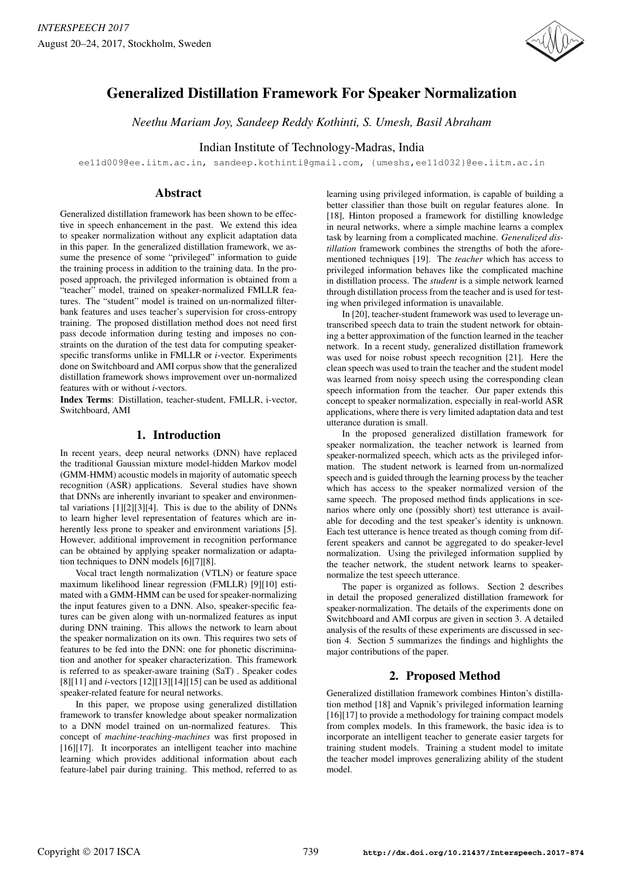# Generalized Distillation Framework For Speaker Normalization

*Neethu Mariam Joy, Sandeep Reddy Kothinti, S. Umesh, Basil Abraham*

Indian Institute of Technology-Madras, India

ee11d009@ee.iitm.ac.in, sandeep.kothinti@gmail.com, {umeshs,ee11d032}@ee.iitm.ac.in

## Abstract

Generalized distillation framework has been shown to be effective in speech enhancement in the past. We extend this idea to speaker normalization without any explicit adaptation data in this paper. In the generalized distillation framework, we assume the presence of some "privileged" information to guide the training process in addition to the training data. In the proposed approach, the privileged information is obtained from a "teacher" model, trained on speaker-normalized FMLLR features. The "student" model is trained on un-normalized filterbank features and uses teacher's supervision for cross-entropy training. The proposed distillation method does not need first pass decode information during testing and imposes no constraints on the duration of the test data for computing speaker-specific transforms unlike in FMLLR or *i*-vector. Experiments done on Switchboard and AMI corpus show that the generalized distillation framework shows improvement over un-normalized features with or without *i*-vectors.

**Index Terms**: Distillation, teacher-student, FMLLR, i-vector, Switchboard, AMI

## 1. Introduction

In recent years, deep neural networks (DNN) have replaced the traditional Gaussian mixture model-hidden Markov model (GMM-HMM) acoustic models in majority of automatic speech recognition (ASR) applications. Several studies have shown that DNNs are inherently invariant to speaker and environmental variations [1][2][3][4]. This is due to the ability of DNNs to learn higher level representation of features which are inherently less prone to speaker and environment variations [5]. However, additional improvement in recognition performance can be obtained by applying speaker normalization or adaptation techniques to DNN models [6][7][8].

Vocal tract length normalization (VTLN) or feature space maximum likelihood linear regression (FMLLR) [9][10] estimated with a GMM-HMM can be used for speaker-normalizing the input features given to a DNN. Also, speaker-specific features can be given along with un-normalized features as input during DNN training. This allows the network to learn about the speaker normalization on its own. This requires two sets of features to be fed into the DNN: one for phonetic discrimination and another for speaker characterization. This framework is referred to as speaker-aware training (SaT) . Speaker codes [8][11] and *i*-vectors [12][13][14][15] can be used as additional speaker-related feature for neural networks.

In this paper, we propose using generalized distillation framework to transfer knowledge about speaker normalization to a DNN model trained on un-normalized features. This concept of *machine-teaching-machines* was first proposed in [16][17]. It incorporates an intelligent teacher into machine learning which provides additional information about each feature-label pair during training. This method, referred to as learning using privileged information, is capable of building a better classifier than those built on regular features alone. In [18], Hinton proposed a framework for distilling knowledge in neural networks, where a simple machine learns a complex task by learning from a complicated machine. *Generalized distillation* framework combines the strengths of both the aforementioned techniques [19]. The *teacher* which has access to privileged information behaves like the complicated machine in distillation process. The *student* is a simple network learned through distillation process from the teacher and is used for testing when privileged information is unavailable.

In [20], teacher-student framework was used to leverage untranscribed speech data to train the student network for obtaining a better approximation of the function learned in the teacher network. In a recent study, generalized distillation framework was used for noise robust speech recognition [21]. Here the clean speech was used to train the teacher and the student model was learned from noisy speech using the corresponding clean speech information from the teacher. Our paper extends this concept to speaker normalization, especially in real-world ASR applications, where there is very limited adaptation data and test utterance duration is small.

In the proposed generalized distillation framework for speaker normalization, the teacher network is learned from speaker-normalized speech, which acts as the privileged information. The student network is learned from un-normalized speech and is guided through the learning process by the teacher which has access to the speaker normalized version of the same speech. The proposed method finds applications in scenarios where only one (possibly short) test utterance is available for decoding and the test speaker's identity is unknown. Each test utterance is hence treated as though coming from different speakers and cannot be aggregated to do speaker-level normalization. Using the privileged information supplied by the teacher network, the student network learns to speaker-normalize the test speech utterance.

The paper is organized as follows. Section 2 describes in detail the proposed generalized distillation framework for speaker-normalization. The details of the experiments done on Switchboard and AMI corpus are given in section 3. A detailed analysis of the results of these experiments are discussed in section 4. Section 5 summarizes the findings and highlights the major contributions of the paper.

## 2. Proposed Method

Generalized distillation framework combines Hinton's distillation method [18] and Vapnik's privileged information learning [16][17] to provide a methodology for training compact models from complex models. In this framework, the basic idea is to incorporate an intelligent teacher to generate easier targets for training student models. Training a student model to imitate the teacher model improves generalizing ability of the student model.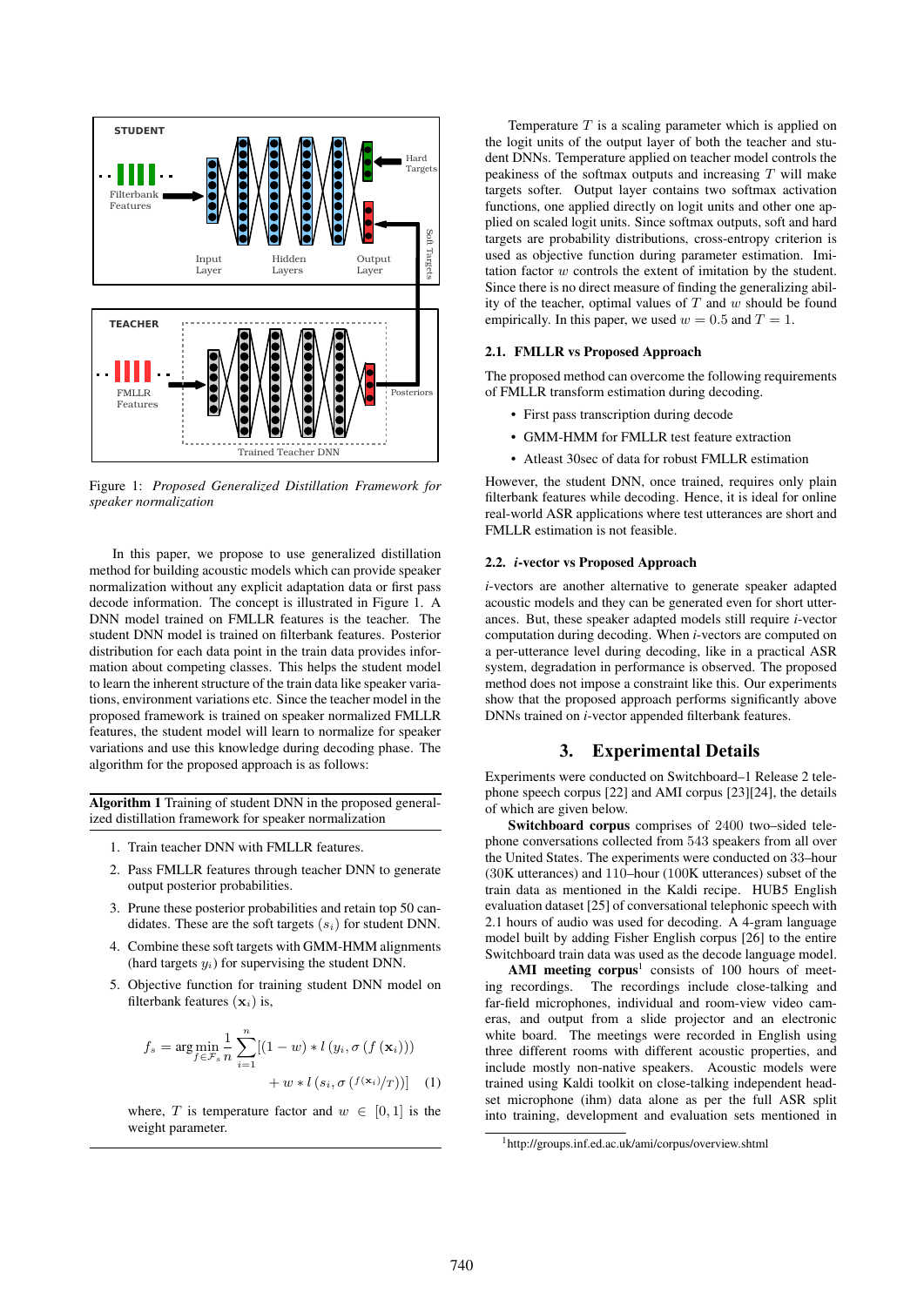Figure 1: *Proposed Generalized Distillation Framework for speaker normalization*

In this paper, we propose to use generalized distillation method for building acoustic models which can provide speaker normalization without any explicit adaptation data or first pass decode information. The concept is illustrated in Figure 1. A DNN model trained on FMLLR features is the teacher. The student DNN model is trained on filterbank features. Posterior distribution for each data point in the train data provides information about competing classes. This helps the student model to learn the inherent structure of the train data like speaker variations, environment variations etc. Since the teacher model in the proposed framework is trained on speaker normalized FMLLR features, the student model will learn to normalize for speaker variations and use this knowledge during decoding phase. The algorithm for the proposed approach is as follows:

**Algorithm 1** Training of student DNN in the proposed generalized distillation framework for speaker normalization

1. Train teacher DNN with FMLLR features.
2. Pass FMLLR features through teacher DNN to generate output posterior probabilities.
3. Prune these posterior probabilities and retain top 50 candidates. These are the soft targets ($s_i$) for student DNN.
4. Combine these soft targets with GMM-HMM alignments (hard targets $y_i$) for supervising the student DNN.
5. Objective function for training student DNN model on filterbank features ($\mathbf{x}_i$) is,

$$f_s = \arg\min_{f \in \mathcal{F}_s} \frac{1}{n} \sum_{i=1}^{n} [(1-w) * l(y_i, \sigma(f(\mathbf{x}_i))) + w * l(s_i, \sigma(f(\mathbf{x}_i)/T))] \quad (1)$$

where, $T$ is temperature factor and $w \in [0, 1]$ is the weight parameter.

Temperature $T$ is a scaling parameter which is applied on the logit units of the output layer of both the teacher and student DNNs. Temperature applied on teacher model controls the peakiness of the softmax outputs and increasing $T$ will make targets softer. Output layer contains two softmax activation functions, one applied directly on logit units and other one applied on scaled logit units. Since softmax outputs, soft and hard targets are probability distributions, cross-entropy criterion is used as objective function during parameter estimation. Imitation factor $w$ controls the extent of imitation by the student. Since there is no direct measure of finding the generalizing ability of the teacher, optimal values of $T$ and $w$ should be found empirically. In this paper, we used $w = 0.5$ and $T = 1$.

### 2.1. FMLLR vs Proposed Approach

The proposed method can overcome the following requirements of FMLLR transform estimation during decoding.

- First pass transcription during decode
- GMM-HMM for FMLLR test feature extraction
- Atleast 30sec of data for robust FMLLR estimation

However, the student DNN, once trained, requires only plain filterbank features while decoding. Hence, it is ideal for online real-world ASR applications where test utterances are short and FMLLR estimation is not feasible.

### 2.2. *i*-vector vs Proposed Approach

*i*-vectors are another alternative to generate speaker adapted acoustic models and they can be generated even for short utterances. But, these speaker adapted models still require *i*-vector computation during decoding. When *i*-vectors are computed on a per-utterance level during decoding, like in a practical ASR system, degradation in performance is observed. The proposed method does not impose a constraint like this. Our experiments show that the proposed approach performs significantly above DNNs trained on *i*-vector appended filterbank features.

## 3. Experimental Details

Experiments were conducted on Switchboard–1 Release 2 telephone speech corpus [22] and AMI corpus [23][24], the details of which are given below.

**Switchboard corpus** comprises of 2400 two–sided telephone conversations collected from 543 speakers from all over the United States. The experiments were conducted on 33–hour (30K utterances) and 110–hour (100K utterances) subset of the train data as mentioned in the Kaldi recipe. HUB5 English evaluation dataset [25] of conversational telephonic speech with 2.1 hours of audio was used for decoding. A 4-gram language model built by adding Fisher English corpus [26] to the entire Switchboard train data was used as the decode language model.

**AMI meeting corpus**[1] consists of 100 hours of meeting recordings. The recordings include close-talking and far-field microphones, individual and room-view video cameras, and output from a slide projector and an electronic white board. The meetings were recorded in English using three different rooms with different acoustic properties, and include mostly non-native speakers. Acoustic models were trained using Kaldi toolkit on close-talking independent headset microphone (ihm) data alone as per the full ASR split into training, development and evaluation sets mentioned in

[1] http://groups.inf.ed.ac.uk/ami/corpus/overview.shtml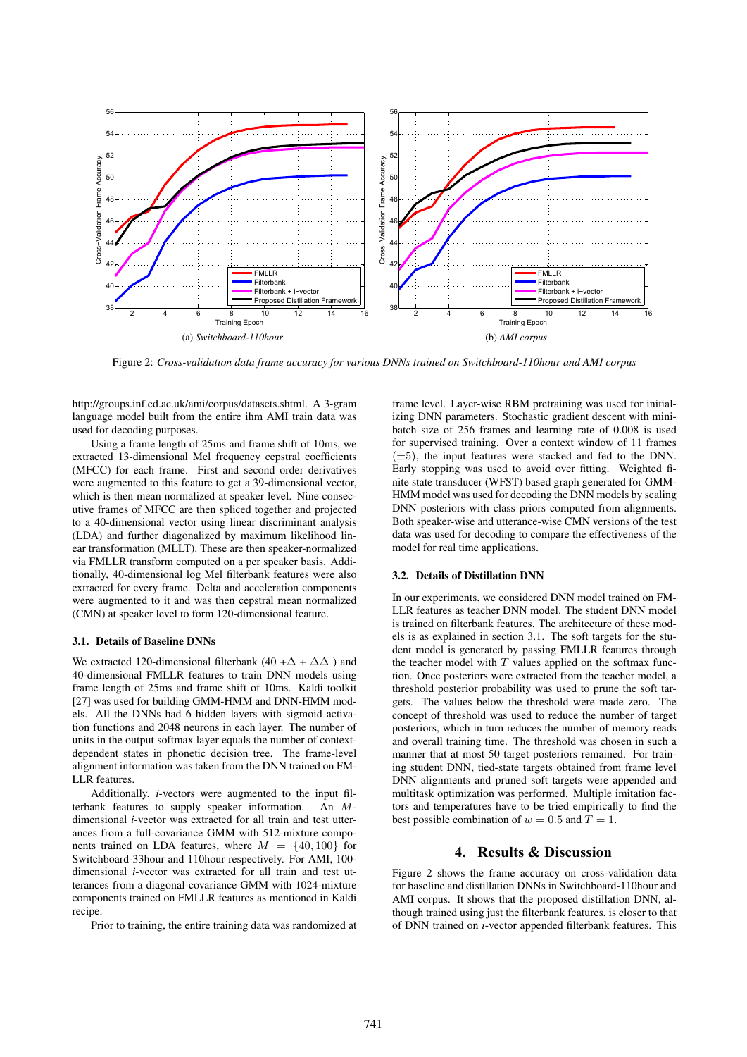Figure 2: *Cross-validation data frame accuracy for various DNNs trained on Switchboard-110hour and AMI corpus*

(a) *Switchboard-110hour*

(b) *AMI corpus*

http://groups.inf.ed.ac.uk/ami/corpus/datasets.shtml. A 3-gram language model built from the entire ihm AMI train data was used for decoding purposes.

Using a frame length of 25ms and frame shift of 10ms, we extracted 13-dimensional Mel frequency cepstral coefficients (MFCC) for each frame. First and second order derivatives were augmented to this feature to get a 39-dimensional vector, which is then mean normalized at speaker level. Nine consecutive frames of MFCC are then spliced together and projected to a 40-dimensional vector using linear discriminant analysis (LDA) and further diagonalized by maximum likelihood linear transformation (MLLT). These are then speaker-normalized via FMLLR transform computed on a per speaker basis. Additionally, 40-dimensional log Mel filterbank features were also extracted for every frame. Delta and acceleration components were augmented to it and was then cepstral mean normalized (CMN) at speaker level to form 120-dimensional feature.

### 3.1. Details of Baseline DNNs

We extracted 120-dimensional filterbank (40 $+\Delta$ + $\Delta\Delta$ ) and 40-dimensional FMLLR features to train DNN models using frame length of 25ms and frame shift of 10ms. Kaldi toolkit [27] was used for building GMM-HMM and DNN-HMM models. All the DNNs had 6 hidden layers with sigmoid activation functions and 2048 neurons in each layer. The number of units in the output softmax layer equals the number of context-dependent states in phonetic decision tree. The frame-level alignment information was taken from the DNN trained on FMLLR features.

Additionally, *i*-vectors were augmented to the input filterbank features to supply speaker information. An $M$-dimensional *i*-vector was extracted for all train and test utterances from a full-covariance GMM with 512-mixture components trained on LDA features, where $M = \{40, 100\}$ for Switchboard-33hour and 110hour respectively. For AMI, 100-dimensional *i*-vector was extracted for all train and test utterances from a diagonal-covariance GMM with 1024-mixture components trained on FMLLR features as mentioned in Kaldi recipe.

Prior to training, the entire training data was randomized at frame level. Layer-wise RBM pretraining was used for initializing DNN parameters. Stochastic gradient descent with mini-batch size of 256 frames and learning rate of 0.008 is used for supervised training. Over a context window of 11 frames ($\pm 5$), the input features were stacked and fed to the DNN. Early stopping was used to avoid over fitting. Weighted finite state transducer (WFST) based graph generated for GMM-HMM model was used for decoding the DNN models by scaling DNN posteriors with class priors computed from alignments. Both speaker-wise and utterance-wise CMN versions of the test data was used for decoding to compare the effectiveness of the model for real time applications.

### 3.2. Details of Distillation DNN

In our experiments, we considered DNN model trained on FMLLR features as teacher DNN model. The student DNN model is trained on filterbank features. The architecture of these models is as explained in section 3.1. The soft targets for the student model is generated by passing FMLLR features through the teacher model with $T$ values applied on the softmax function. Once posteriors were extracted from the teacher model, a threshold posterior probability was used to prune the soft targets. The values below the threshold were made zero. The concept of threshold was used to reduce the number of target posteriors, which in turn reduces the number of memory reads and overall training time. The threshold was chosen in such a manner that at most 50 target posteriors remained. For training student DNN, tied-state targets obtained from frame level DNN alignments and pruned soft targets were appended and multitask optimization was performed. Multiple imitation factors and temperatures have to be tried empirically to find the best possible combination of $w = 0.5$ and $T = 1$.

## 4. Results & Discussion

Figure 2 shows the frame accuracy on cross-validation data for baseline and distillation DNNs in Switchboard-110hour and AMI corpus. It shows that the proposed distillation DNN, although trained using just the filterbank features, is closer to that of DNN trained on *i*-vector appended filterbank features. This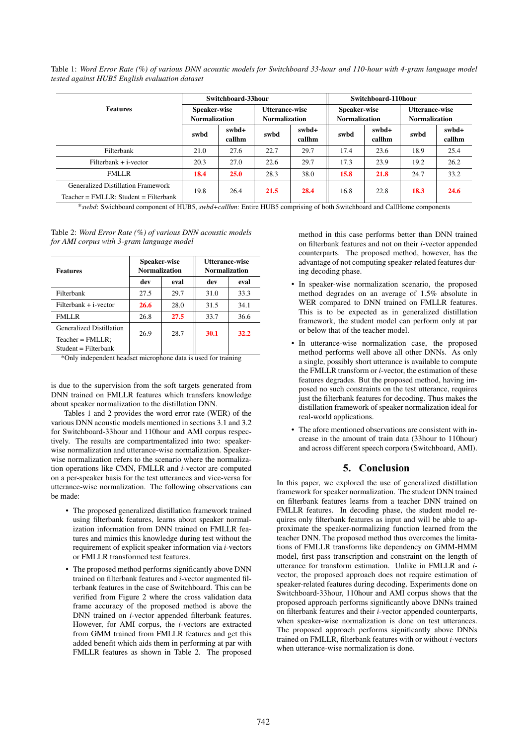Table 1: *Word Error Rate (%) of various DNN acoustic models for Switchboard 33-hour and 110-hour with 4-gram language model tested against HUB5 English evaluation dataset*

| Features | Switchboard-33hour | | | | Switchboard-110hour | | | |
|---|---|---|---|---|---|---|---|---|
| | Speaker-wise Normalization | | Utterance-wise Normalization | | Speaker-wise Normalization | | Utterance-wise Normalization | |
| | swbd | swbd+ callhm | swbd | swbd+ callhm | swbd | swbd+ callhm | swbd | swbd+ callhm |
| Filterbank | 21.0 | 27.6 | 22.7 | 29.7 | 17.4 | 23.6 | 18.9 | 25.4 |
| Filterbank + i-vector | 20.3 | 27.0 | 22.6 | 29.7 | 17.3 | 23.9 | 19.2 | 26.2 |
| FMLLR | **18.4** | **25.0** | 28.3 | 38.0 | **15.8** | **21.8** | 24.7 | 33.2 |
| Generalized Distillation Framework Teacher = FMLLR; Student = Filterbank | 19.8 | 26.4 | **21.5** | **28.4** | 16.8 | 22.8 | **18.3** | **24.6** |

\**swbd*: Swichboard component of HUB5, *swbd+callhm*: Entire HUB5 comprising of both Switchboard and CallHome components

Table 2: *Word Error Rate (%) of various DNN acoustic models for AMI corpus with 3-gram language model*

| Features | Speaker-wise Normalization | | Utterance-wise Normalization | |
|---|---|---|---|---|
| | dev | eval | dev | eval |
| Filterbank | 27.5 | 29.7 | 31.0 | 33.3 |
| Filterbank + i-vector | **26.6** | 28.0 | 31.5 | 34.1 |
| FMLLR | 26.8 | **27.5** | 33.7 | 36.6 |
| Generalized Distillation Teacher = FMLLR; Student = Filterbank | 26.9 | 28.7 | **30.1** | **32.2** |

\*Only independent headset microphone data is used for training

is due to the supervision from the soft targets generated from DNN trained on FMLLR features which transfers knowledge about speaker normalization to the distillation DNN.

Tables 1 and 2 provides the word error rate (WER) of the various DNN acoustic models mentioned in sections 3.1 and 3.2 for Switchboard-33hour and 110hour and AMI corpus respectively. The results are compartmentalized into two: speaker-wise normalization and utterance-wise normalization. Speaker-wise normalization refers to the scenario where the normalization operations like CMN, FMLLR and *i*-vector are computed on a per-speaker basis for the test utterances and vice-versa for utterance-wise normalization. The following observations can be made:

- The proposed generalized distillation framework trained using filterbank features, learns about speaker normalization information from DNN trained on FMLLR features and mimics this knowledge during test without the requirement of explicit speaker information via *i*-vectors or FMLLR transformed test features.
- The proposed method performs significantly above DNN trained on filterbank features and *i*-vector augmented filterbank features in the case of Switchboard. This can be verified from Figure 2 where the cross validation data frame accuracy of the proposed method is above the DNN trained on *i*-vector appended filterbank features. However, for AMI corpus, the *i*-vectors are extracted from GMM trained from FMLLR features and get this added benefit which aids them in performing at par with FMLLR features as shown in Table 2. The proposed method in this case performs better than DNN trained on filterbank features and not on their *i*-vector appended counterparts. The proposed method, however, has the advantage of not computing speaker-related features during decoding phase.
- In speaker-wise normalization scenario, the proposed method degrades on an average of 1.5% absolute in WER compared to DNN trained on FMLLR features. This is to be expected as in generalized distillation framework, the student model can perform only at par or below that of the teacher model.
- In utterance-wise normalization case, the proposed method performs well above all other DNNs. As only a single, possibly short utterance is available to compute the FMLLR transform or *i*-vector, the estimation of these features degrades. But the proposed method, having imposed no such constraints on the test utterance, requires just the filterbank features for decoding. Thus makes the distillation framework of speaker normalization ideal for real-world applications.
- The afore mentioned observations are consistent with increase in the amount of train data (33hour to 110hour) and across different speech corpora (Switchboard, AMI).

## 5. Conclusion

In this paper, we explored the use of generalized distillation framework for speaker normalization. The student DNN trained on filterbank features learns from a teacher DNN trained on FMLLR features. In decoding phase, the student model requires only filterbank features as input and will be able to approximate the speaker-normalizing function learned from the teacher DNN. The proposed method thus overcomes the limitations of FMLLR transforms like dependency on GMM-HMM model, first pass transcription and constraint on the length of utterance for transform estimation. Unlike in FMLLR and *i*-vector, the proposed approach does not require estimation of speaker-related features during decoding. Experiments done on Switchboard-33hour, 110hour and AMI corpus shows that the proposed approach performs significantly above DNNs trained on filterbank features and their *i*-vector appended counterparts, when speaker-wise normalization is done on test utterances. The proposed approach performs significantly above DNNs trained on FMLLR, filterbank features with or without *i*-vectors when utterance-wise normalization is done.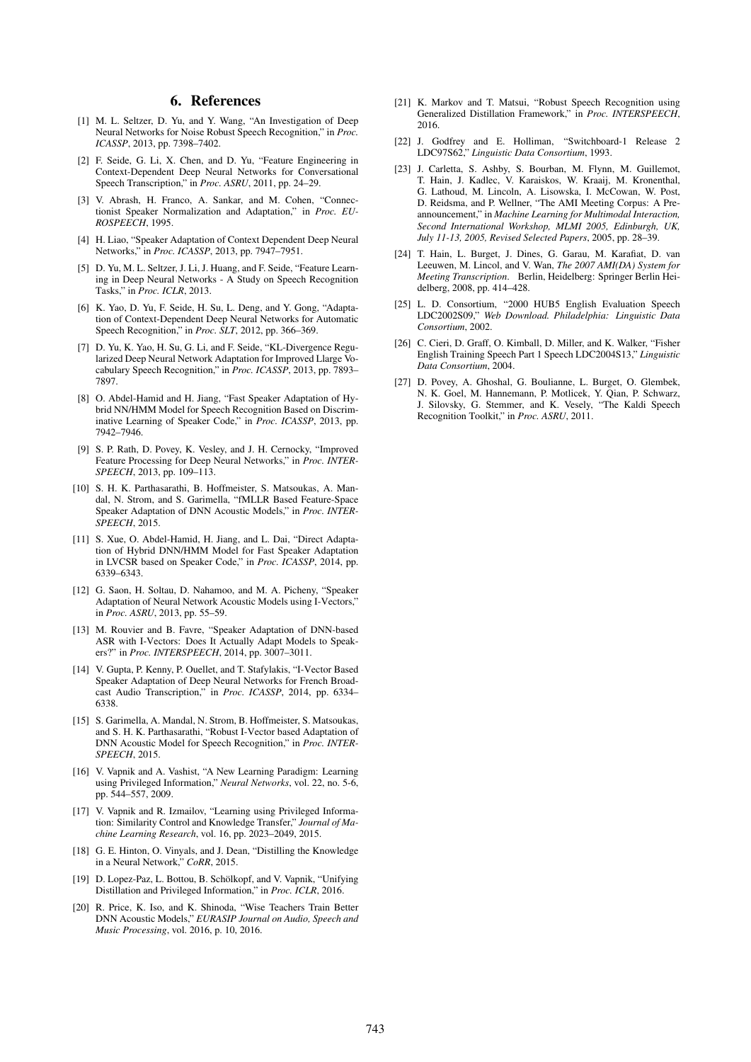## 6. References

[1] M. L. Seltzer, D. Yu, and Y. Wang, "An Investigation of Deep Neural Networks for Noise Robust Speech Recognition," in *Proc. ICASSP*, 2013, pp. 7398–7402.

[2] F. Seide, G. Li, X. Chen, and D. Yu, "Feature Engineering in Context-Dependent Deep Neural Networks for Conversational Speech Transcription," in *Proc. ASRU*, 2011, pp. 24–29.

[3] V. Abrash, H. Franco, A. Sankar, and M. Cohen, "Connectionist Speaker Normalization and Adaptation," in *Proc. EUROSPEECH*, 1995.

[4] H. Liao, "Speaker Adaptation of Context Dependent Deep Neural Networks," in *Proc. ICASSP*, 2013, pp. 7947–7951.

[5] D. Yu, M. L. Seltzer, J. Li, J. Huang, and F. Seide, "Feature Learning in Deep Neural Networks - A Study on Speech Recognition Tasks," in *Proc. ICLR*, 2013.

[6] K. Yao, D. Yu, F. Seide, H. Su, L. Deng, and Y. Gong, "Adaptation of Context-Dependent Deep Neural Networks for Automatic Speech Recognition," in *Proc. SLT*, 2012, pp. 366–369.

[7] D. Yu, K. Yao, H. Su, G. Li, and F. Seide, "KL-Divergence Regularized Deep Neural Network Adaptation for Improved Llarge Vocabulary Speech Recognition," in *Proc. ICASSP*, 2013, pp. 7893–7897.

[8] O. Abdel-Hamid and H. Jiang, "Fast Speaker Adaptation of Hybrid NN/HMM Model for Speech Recognition Based on Discriminative Learning of Speaker Code," in *Proc. ICASSP*, 2013, pp. 7942–7946.

[9] S. P. Rath, D. Povey, K. Vesley, and J. H. Cernocky, "Improved Feature Processing for Deep Neural Networks," in *Proc. INTERSPEECH*, 2013, pp. 109–113.

[10] S. H. K. Parthasarathi, B. Hoffmeister, S. Matsoukas, A. Mandal, N. Strom, and S. Garimella, "fMLLR Based Feature-Space Speaker Adaptation of DNN Acoustic Models," in *Proc. INTERSPEECH*, 2015.

[11] S. Xue, O. Abdel-Hamid, H. Jiang, and L. Dai, "Direct Adaptation of Hybrid DNN/HMM Model for Fast Speaker Adaptation in LVCSR based on Speaker Code," in *Proc. ICASSP*, 2014, pp. 6339–6343.

[12] G. Saon, H. Soltau, D. Nahamoo, and M. A. Picheny, "Speaker Adaptation of Neural Network Acoustic Models using I-Vectors," in *Proc. ASRU*, 2013, pp. 55–59.

[13] M. Rouvier and B. Favre, "Speaker Adaptation of DNN-based ASR with I-Vectors: Does It Actually Adapt Models to Speakers?" in *Proc. INTERSPEECH*, 2014, pp. 3007–3011.

[14] V. Gupta, P. Kenny, P. Ouellet, and T. Stafylakis, "I-Vector Based Speaker Adaptation of Deep Neural Networks for French Broadcast Audio Transcription," in *Proc. ICASSP*, 2014, pp. 6334–6338.

[15] S. Garimella, A. Mandal, N. Strom, B. Hoffmeister, S. Matsoukas, and S. H. K. Parthasarathi, "Robust I-Vector based Adaptation of DNN Acoustic Model for Speech Recognition," in *Proc. INTERSPEECH*, 2015.

[16] V. Vapnik and A. Vashist, "A New Learning Paradigm: Learning using Privileged Information," *Neural Networks*, vol. 22, no. 5-6, pp. 544–557, 2009.

[17] V. Vapnik and R. Izmailov, "Learning using Privileged Information: Similarity Control and Knowledge Transfer," *Journal of Machine Learning Research*, vol. 16, pp. 2023–2049, 2015.

[18] G. E. Hinton, O. Vinyals, and J. Dean, "Distilling the Knowledge in a Neural Network," *CoRR*, 2015.

[19] D. Lopez-Paz, L. Bottou, B. Schölkopf, and V. Vapnik, "Unifying Distillation and Privileged Information," in *Proc. ICLR*, 2016.

[20] R. Price, K. Iso, and K. Shinoda, "Wise Teachers Train Better DNN Acoustic Models," *EURASIP Journal on Audio, Speech and Music Processing*, vol. 2016, p. 10, 2016.

[21] K. Markov and T. Matsui, "Robust Speech Recognition using Generalized Distillation Framework," in *Proc. INTERSPEECH*, 2016.

[22] J. Godfrey and E. Holliman, "Switchboard-1 Release 2 LDC97S62," *Linguistic Data Consortium*, 1993.

[23] J. Carletta, S. Ashby, S. Bourban, M. Flynn, M. Guillemot, T. Hain, J. Kadlec, V. Karaiskos, W. Kraaij, M. Kronenthal, G. Lathoud, M. Lincoln, A. Lisowska, I. McCowan, W. Post, D. Reidsma, and P. Wellner, "The AMI Meeting Corpus: A Pre-announcement," in *Machine Learning for Multimodal Interaction, Second International Workshop, MLMI 2005, Edinburgh, UK, July 11-13, 2005, Revised Selected Papers*, 2005, pp. 28–39.

[24] T. Hain, L. Burget, J. Dines, G. Garau, M. Karafiat, D. van Leeuwen, M. Lincol, and V. Wan, *The 2007 AMI(DA) System for Meeting Transcription*. Berlin, Heidelberg: Springer Berlin Heidelberg, 2008, pp. 414–428.

[25] L. D. Consortium, "2000 HUB5 English Evaluation Speech LDC2002S09," *Web Download. Philadelphia: Linguistic Data Consortium*, 2002.

[26] C. Cieri, D. Graff, O. Kimball, D. Miller, and K. Walker, "Fisher English Training Speech Part 1 Speech LDC2004S13," *Linguistic Data Consortium*, 2004.

[27] D. Povey, A. Ghoshal, G. Boulianne, L. Burget, O. Glembek, N. K. Goel, M. Hannemann, P. Motlicek, Y. Qian, P. Schwarz, J. Silovsky, G. Stemmer, and K. Vesely, "The Kaldi Speech Recognition Toolkit," in *Proc. ASRU*, 2011.